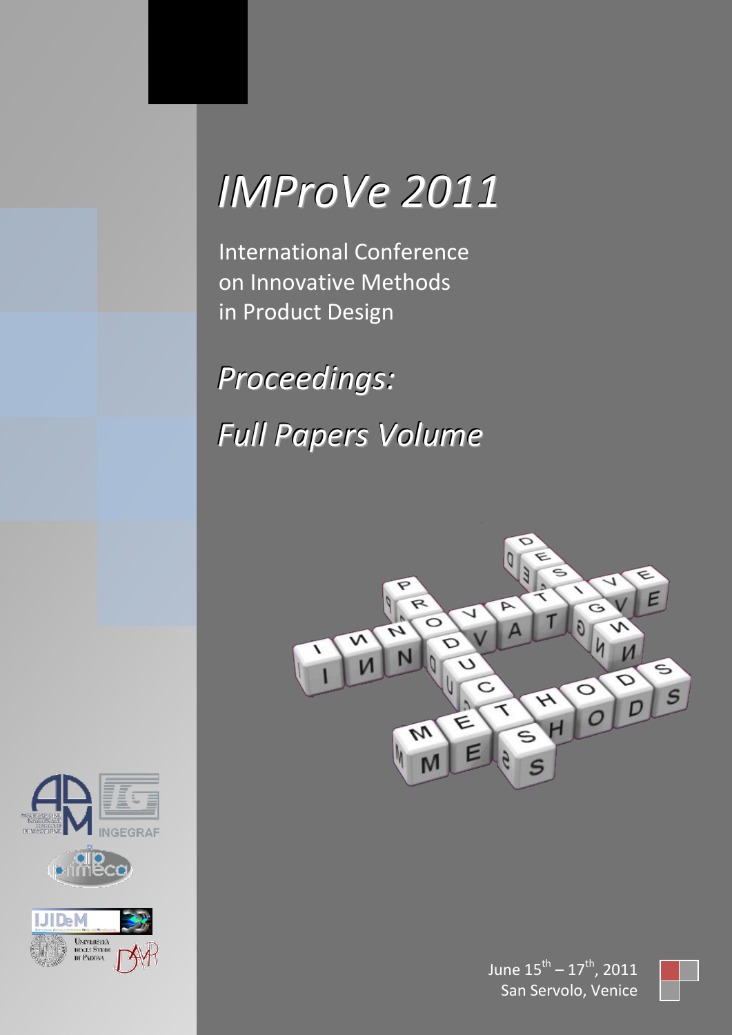# *IMProVe 2011*

International Conference
on Innovative Methods
in Product Design

## *Proceedings:*

## *Full Papers Volume*

June 15th – 17th, 2011
San Servolo, Venice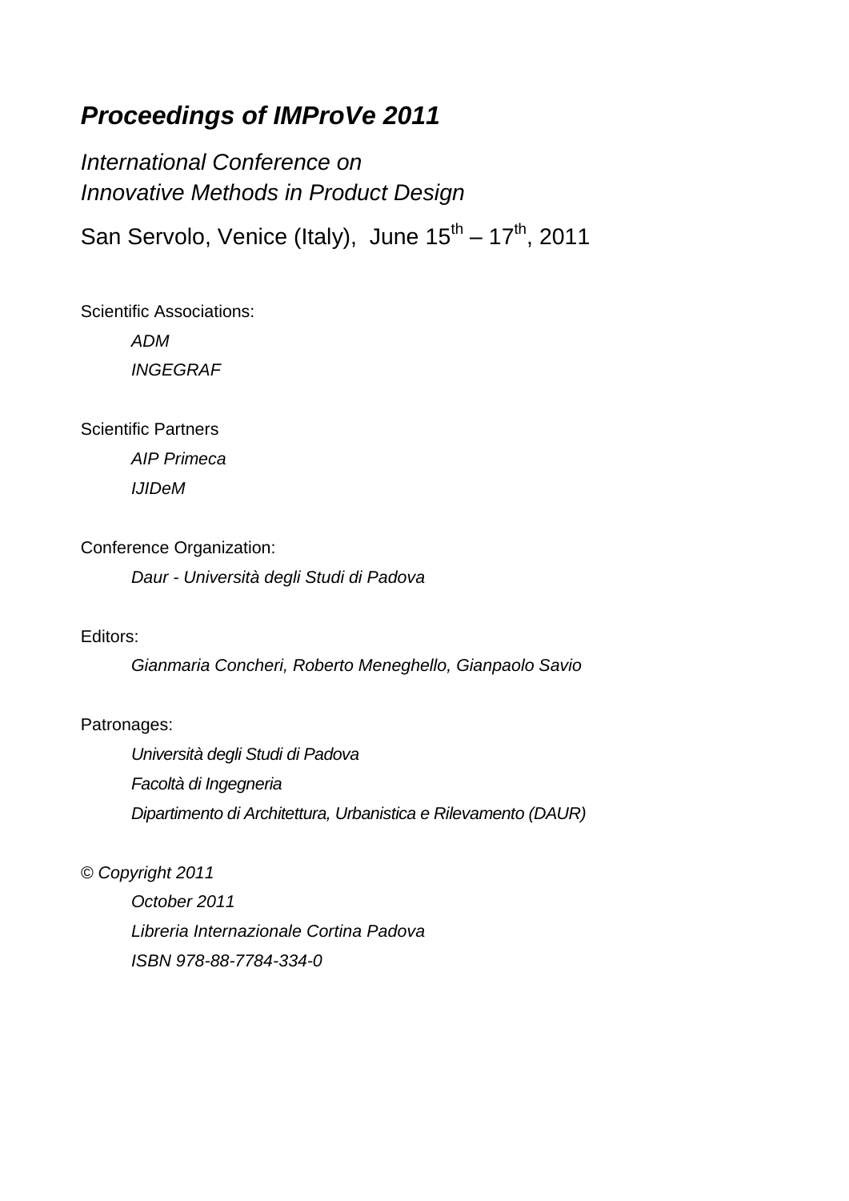# *Proceedings of IMProVe 2011*

*International Conference on*
*Innovative Methods in Product Design*

San Servolo, Venice (Italy), June 15th – 17th, 2011

Scientific Associations:

*ADM*
*INGEGRAF*

Scientific Partners

*AIP Primeca*
*IJIDeM*

Conference Organization:

*Daur - Università degli Studi di Padova*

Editors:

*Gianmaria Concheri, Roberto Meneghello, Gianpaolo Savio*

Patronages:

*Università degli Studi di Padova*
*Facoltà di Ingegneria*
*Dipartimento di Architettura, Urbanistica e Rilevamento (DAUR)*

© *Copyright 2011*

*October 2011*
*Libreria Internazionale Cortina Padova*
*ISBN 978-88-7784-334-0*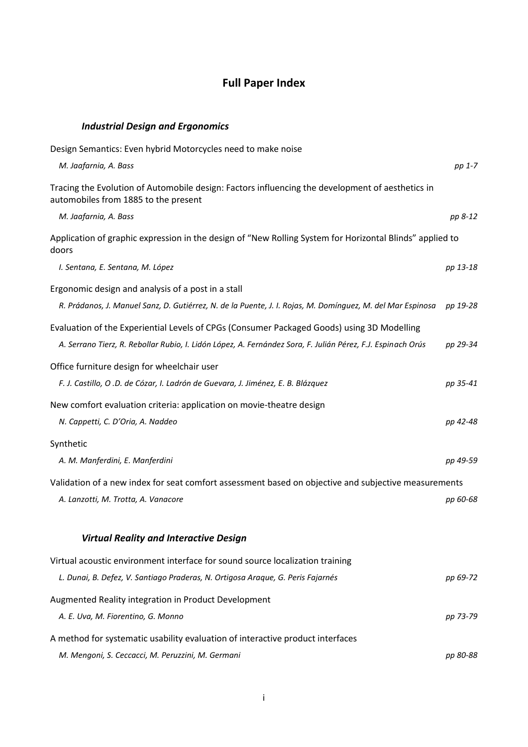# Full Paper Index

## *Industrial Design and Ergonomics*

Design Semantics: Even hybrid Motorcycles need to make noise

*M. Jaafarnia, A. Bass* *pp 1-7*

Tracing the Evolution of Automobile design: Factors influencing the development of aesthetics in automobiles from 1885 to the present

*M. Jaafarnia, A. Bass* *pp 8-12*

Application of graphic expression in the design of "New Rolling System for Horizontal Blinds" applied to doors

*I. Sentana, E. Sentana, M. López* *pp 13-18*

Ergonomic design and analysis of a post in a stall

*R. Prádanos, J. Manuel Sanz, D. Gutiérrez, N. de la Puente, J. I. Rojas, M. Domínguez, M. del Mar Espinosa* *pp 19-28*

Evaluation of the Experiential Levels of CPGs (Consumer Packaged Goods) using 3D Modelling

*A. Serrano Tierz, R. Rebollar Rubio, I. Lidón López, A. Fernández Sora, F. Julián Pérez, F.J. Espinach Orús* *pp 29-34*

Office furniture design for wheelchair user

*F. J. Castillo, O .D. de Cózar, I. Ladrón de Guevara, J. Jiménez, E. B. Blázquez* *pp 35-41*

New comfort evaluation criteria: application on movie-theatre design

*N. Cappetti, C. D'Oria, A. Naddeo* *pp 42-48*

Synthetic

*A. M. Manferdini, E. Manferdini* *pp 49-59*

Validation of a new index for seat comfort assessment based on objective and subjective measurements

*A. Lanzotti, M. Trotta, A. Vanacore* *pp 60-68*

## *Virtual Reality and Interactive Design*

Virtual acoustic environment interface for sound source localization training

*L. Dunai, B. Defez, V. Santiago Praderas, N. Ortigosa Araque, G. Peris Fajarnés* *pp 69-72*

Augmented Reality integration in Product Development

*A. E. Uva, M. Fiorentino, G. Monno* *pp 73-79*

A method for systematic usability evaluation of interactive product interfaces

*M. Mengoni, S. Ceccacci, M. Peruzzini, M. Germani* *pp 80-88*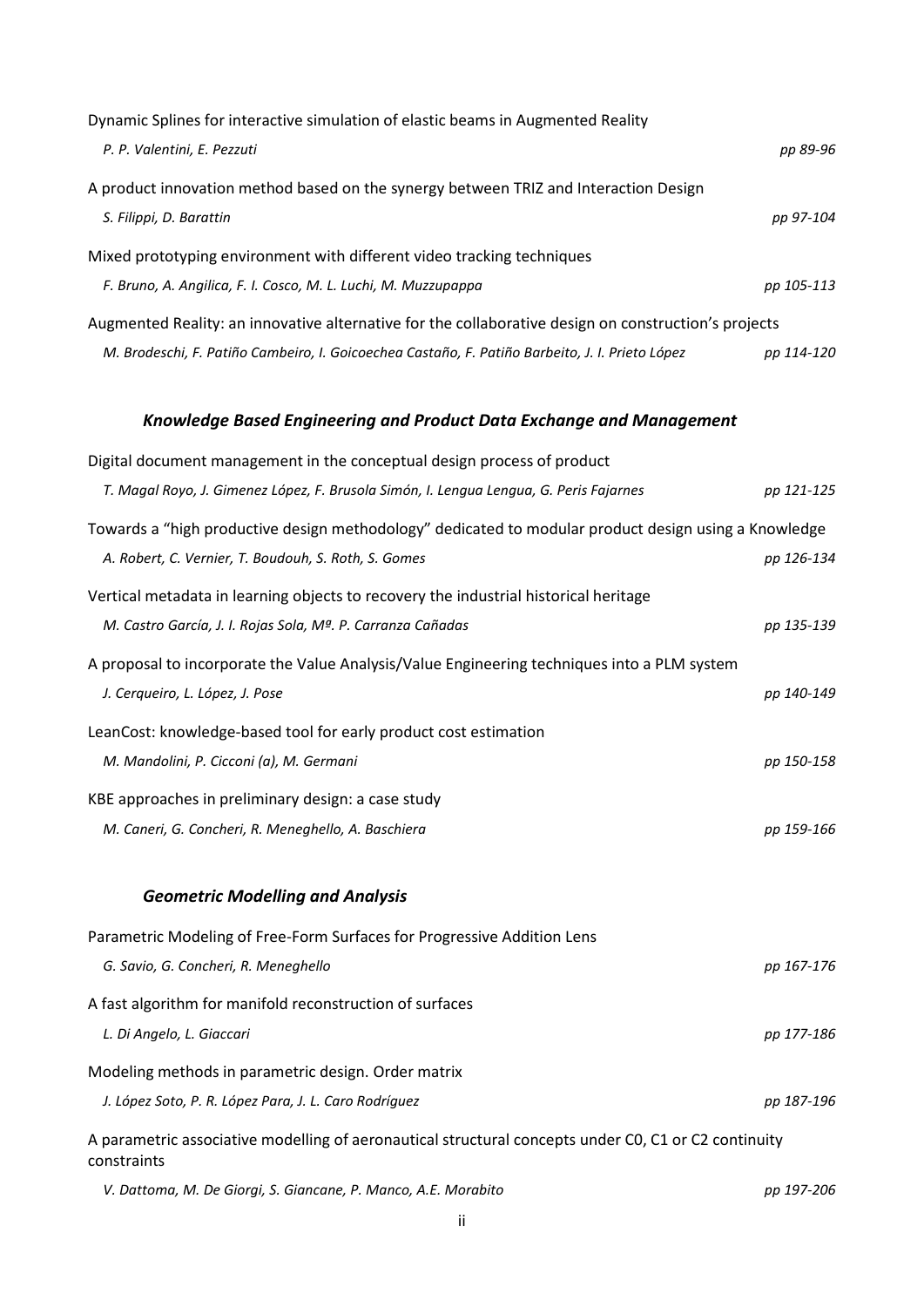Dynamic Splines for interactive simulation of elastic beams in Augmented Reality

*P. P. Valentini, E. Pezzuti* *pp 89-96*

A product innovation method based on the synergy between TRIZ and Interaction Design

*S. Filippi, D. Barattin* *pp 97-104*

Mixed prototyping environment with different video tracking techniques

*F. Bruno, A. Angilica, F. I. Cosco, M. L. Luchi, M. Muzzupappa* *pp 105-113*

Augmented Reality: an innovative alternative for the collaborative design on construction's projects

*M. Brodeschi, F. Patiño Cambeiro, I. Goicoechea Castaño, F. Patiño Barbeito, J. I. Prieto López* *pp 114-120*

## *Knowledge Based Engineering and Product Data Exchange and Management*

Digital document management in the conceptual design process of product

*T. Magal Royo, J. Gimenez López, F. Brusola Simón, I. Lengua Lengua, G. Peris Fajarnes* *pp 121-125*

Towards a "high productive design methodology" dedicated to modular product design using a Knowledge

*A. Robert, C. Vernier, T. Boudouh, S. Roth, S. Gomes* *pp 126-134*

Vertical metadata in learning objects to recovery the industrial historical heritage

*M. Castro García, J. I. Rojas Sola, Mª. P. Carranza Cañadas* *pp 135-139*

A proposal to incorporate the Value Analysis/Value Engineering techniques into a PLM system

*J. Cerqueiro, L. López, J. Pose* *pp 140-149*

LeanCost: knowledge-based tool for early product cost estimation

*M. Mandolini, P. Cicconi (a), M. Germani* *pp 150-158*

KBE approaches in preliminary design: a case study

*M. Caneri, G. Concheri, R. Meneghello, A. Baschiera* *pp 159-166*

## *Geometric Modelling and Analysis*

Parametric Modeling of Free-Form Surfaces for Progressive Addition Lens

*G. Savio, G. Concheri, R. Meneghello* *pp 167-176*

A fast algorithm for manifold reconstruction of surfaces

*L. Di Angelo, L. Giaccari* *pp 177-186*

Modeling methods in parametric design. Order matrix

*J. López Soto, P. R. López Para, J. L. Caro Rodríguez* *pp 187-196*

A parametric associative modelling of aeronautical structural concepts under C0, C1 or C2 continuity constraints

*V. Dattoma, M. De Giorgi, S. Giancane, P. Manco, A.E. Morabito* *pp 197-206*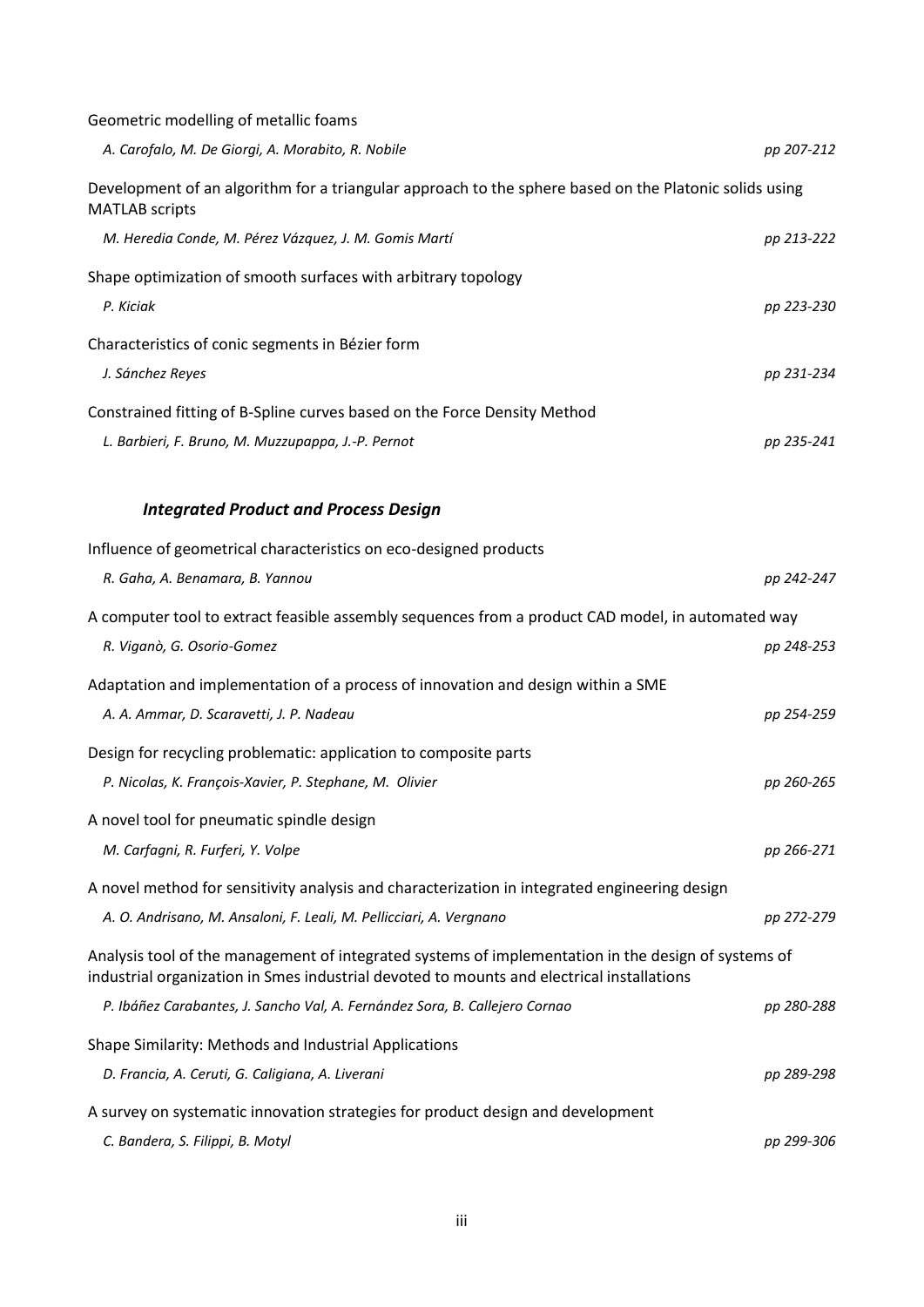Geometric modelling of metallic foams

*A. Carofalo, M. De Giorgi, A. Morabito, R. Nobile* pp 207-212

Development of an algorithm for a triangular approach to the sphere based on the Platonic solids using MATLAB scripts

*M. Heredia Conde, M. Pérez Vázquez, J. M. Gomis Martí* pp 213-222

Shape optimization of smooth surfaces with arbitrary topology

*P. Kiciak* pp 223-230

Characteristics of conic segments in Bézier form

*J. Sánchez Reyes* pp 231-234

Constrained fitting of B-Spline curves based on the Force Density Method

*L. Barbieri, F. Bruno, M. Muzzupappa, J.-P. Pernot* pp 235-241

### *Integrated Product and Process Design*

Influence of geometrical characteristics on eco-designed products

*R. Gaha, A. Benamara, B. Yannou* pp 242-247

A computer tool to extract feasible assembly sequences from a product CAD model, in automated way

*R. Viganò, G. Osorio-Gomez* pp 248-253

Adaptation and implementation of a process of innovation and design within a SME

*A. A. Ammar, D. Scaravetti, J. P. Nadeau* pp 254-259

Design for recycling problematic: application to composite parts

*P. Nicolas, K. François-Xavier, P. Stephane, M. Olivier* pp 260-265

A novel tool for pneumatic spindle design

*M. Carfagni, R. Furferi, Y. Volpe* pp 266-271

A novel method for sensitivity analysis and characterization in integrated engineering design

*A. O. Andrisano, M. Ansaloni, F. Leali, M. Pellicciari, A. Vergnano* pp 272-279

Analysis tool of the management of integrated systems of implementation in the design of systems of industrial organization in Smes industrial devoted to mounts and electrical installations

*P. Ibáñez Carabantes, J. Sancho Val, A. Fernández Sora, B. Callejero Cornao* pp 280-288

Shape Similarity: Methods and Industrial Applications

*D. Francia, A. Ceruti, G. Caligiana, A. Liverani* pp 289-298

A survey on systematic innovation strategies for product design and development

*C. Bandera, S. Filippi, B. Motyl* pp 299-306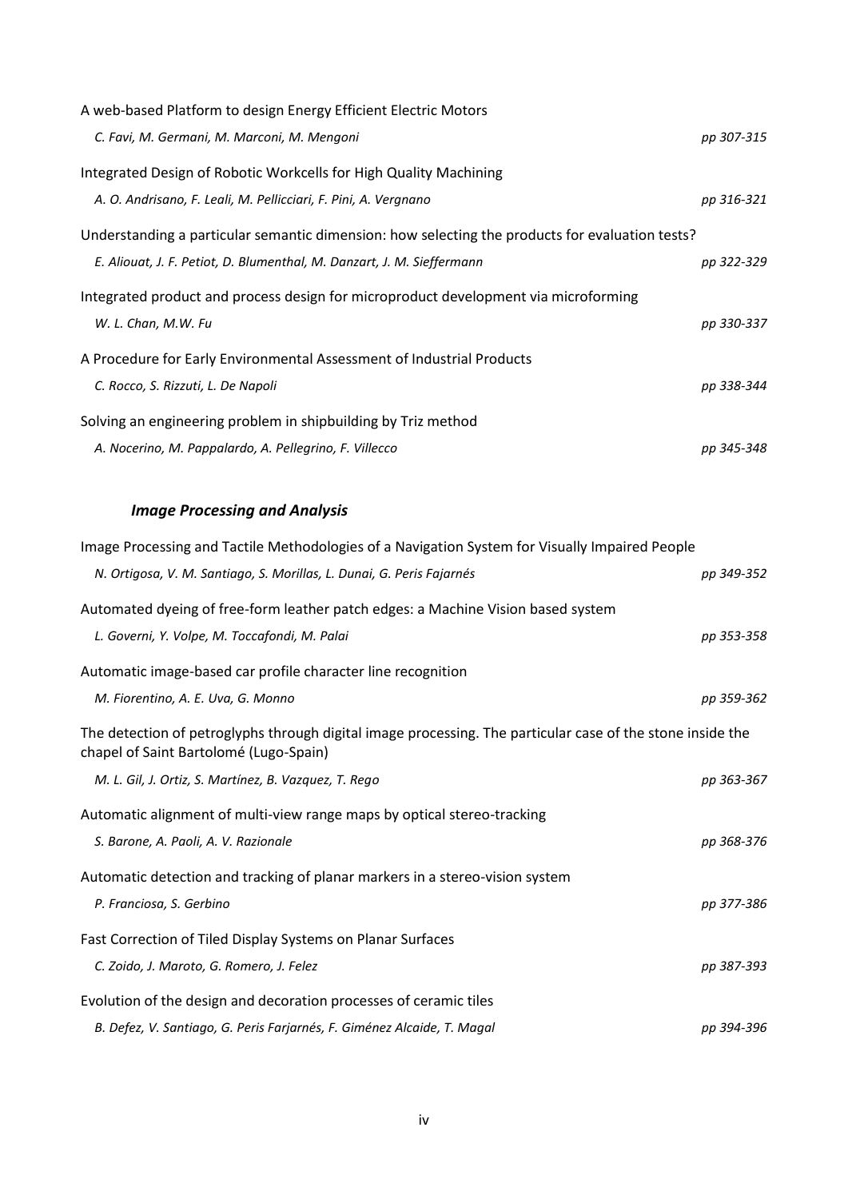A web-based Platform to design Energy Efficient Electric Motors

*C. Favi, M. Germani, M. Marconi, M. Mengoni* — *pp 307-315*

Integrated Design of Robotic Workcells for High Quality Machining

*A. O. Andrisano, F. Leali, M. Pellicciari, F. Pini, A. Vergnano* — *pp 316-321*

Understanding a particular semantic dimension: how selecting the products for evaluation tests?

*E. Aliouat, J. F. Petiot, D. Blumenthal, M. Danzart, J. M. Sieffermann* — *pp 322-329*

Integrated product and process design for microproduct development via microforming

*W. L. Chan, M.W. Fu* — *pp 330-337*

A Procedure for Early Environmental Assessment of Industrial Products

*C. Rocco, S. Rizzuti, L. De Napoli* — *pp 338-344*

Solving an engineering problem in shipbuilding by Triz method

*A. Nocerino, M. Pappalardo, A. Pellegrino, F. Villecco* — *pp 345-348*

### *Image Processing and Analysis*

Image Processing and Tactile Methodologies of a Navigation System for Visually Impaired People

*N. Ortigosa, V. M. Santiago, S. Morillas, L. Dunai, G. Peris Fajarnés* — *pp 349-352*

Automated dyeing of free-form leather patch edges: a Machine Vision based system

*L. Governi, Y. Volpe, M. Toccafondi, M. Palai* — *pp 353-358*

Automatic image-based car profile character line recognition

*M. Fiorentino, A. E. Uva, G. Monno* — *pp 359-362*

The detection of petroglyphs through digital image processing. The particular case of the stone inside the chapel of Saint Bartolomé (Lugo-Spain)

*M. L. Gil, J. Ortiz, S. Martínez, B. Vazquez, T. Rego* — *pp 363-367*

Automatic alignment of multi-view range maps by optical stereo-tracking

*S. Barone, A. Paoli, A. V. Razionale* — *pp 368-376*

Automatic detection and tracking of planar markers in a stereo-vision system

*P. Franciosa, S. Gerbino* — *pp 377-386*

Fast Correction of Tiled Display Systems on Planar Surfaces

*C. Zoido, J. Maroto, G. Romero, J. Felez* — *pp 387-393*

Evolution of the design and decoration processes of ceramic tiles

*B. Defez, V. Santiago, G. Peris Farjarnés, F. Giménez Alcaide, T. Magal* — *pp 394-396*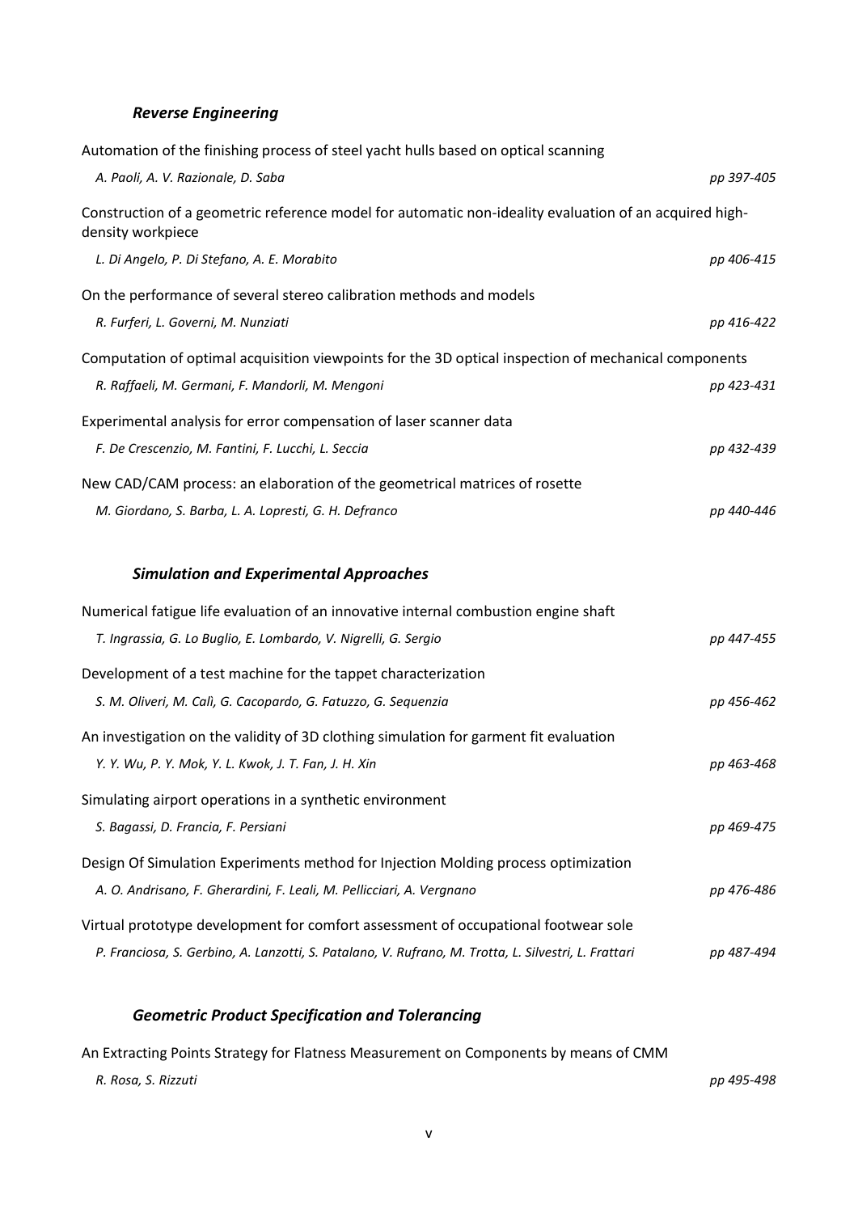### *Reverse Engineering*

Automation of the finishing process of steel yacht hulls based on optical scanning

*A. Paoli, A. V. Razionale, D. Saba* *pp 397-405*

Construction of a geometric reference model for automatic non-ideality evaluation of an acquired high-density workpiece

*L. Di Angelo, P. Di Stefano, A. E. Morabito* *pp 406-415*

On the performance of several stereo calibration methods and models

*R. Furferi, L. Governi, M. Nunziati* *pp 416-422*

Computation of optimal acquisition viewpoints for the 3D optical inspection of mechanical components

*R. Raffaeli, M. Germani, F. Mandorli, M. Mengoni* *pp 423-431*

Experimental analysis for error compensation of laser scanner data

*F. De Crescenzio, M. Fantini, F. Lucchi, L. Seccia* *pp 432-439*

New CAD/CAM process: an elaboration of the geometrical matrices of rosette

*M. Giordano, S. Barba, L. A. Lopresti, G. H. Defranco* *pp 440-446*

### *Simulation and Experimental Approaches*

Numerical fatigue life evaluation of an innovative internal combustion engine shaft

*T. Ingrassia, G. Lo Buglio, E. Lombardo, V. Nigrelli, G. Sergio* *pp 447-455*

Development of a test machine for the tappet characterization

*S. M. Oliveri, M. Calì, G. Cacopardo, G. Fatuzzo, G. Sequenzia* *pp 456-462*

An investigation on the validity of 3D clothing simulation for garment fit evaluation

*Y. Y. Wu, P. Y. Mok, Y. L. Kwok, J. T. Fan, J. H. Xin* *pp 463-468*

Simulating airport operations in a synthetic environment

*S. Bagassi, D. Francia, F. Persiani* *pp 469-475*

Design Of Simulation Experiments method for Injection Molding process optimization

*A. O. Andrisano, F. Gherardini, F. Leali, M. Pellicciari, A. Vergnano* *pp 476-486*

Virtual prototype development for comfort assessment of occupational footwear sole

*P. Franciosa, S. Gerbino, A. Lanzotti, S. Patalano, V. Rufrano, M. Trotta, L. Silvestri, L. Frattari* *pp 487-494*

### *Geometric Product Specification and Tolerancing*

An Extracting Points Strategy for Flatness Measurement on Components by means of CMM

*R. Rosa, S. Rizzuti* *pp 495-498*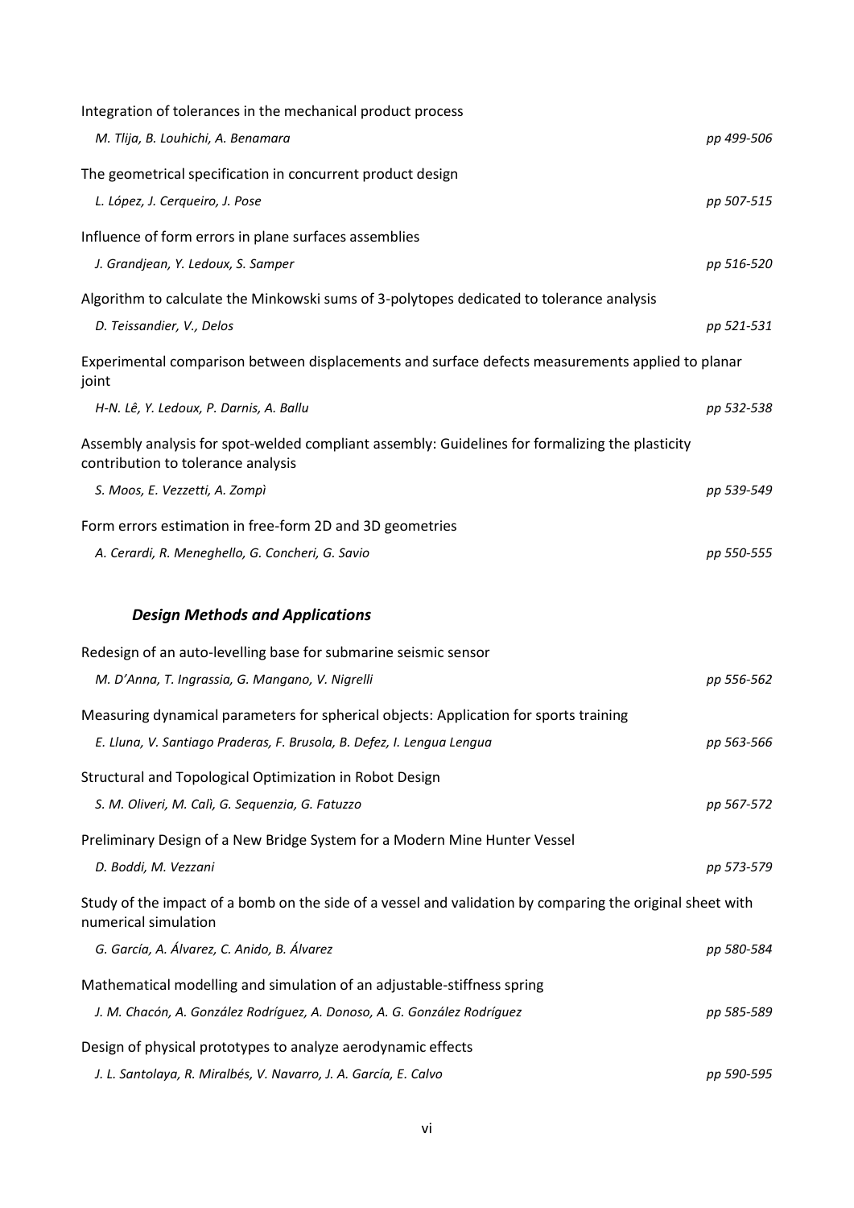Integration of tolerances in the mechanical product process

*M. Tlija, B. Louhichi, A. Benamara* — *pp 499-506*

The geometrical specification in concurrent product design

*L. López, J. Cerqueiro, J. Pose* — *pp 507-515*

Influence of form errors in plane surfaces assemblies

*J. Grandjean, Y. Ledoux, S. Samper* — *pp 516-520*

Algorithm to calculate the Minkowski sums of 3-polytopes dedicated to tolerance analysis

*D. Teissandier, V., Delos* — *pp 521-531*

Experimental comparison between displacements and surface defects measurements applied to planar joint

*H-N. Lê, Y. Ledoux, P. Darnis, A. Ballu* — *pp 532-538*

Assembly analysis for spot-welded compliant assembly: Guidelines for formalizing the plasticity contribution to tolerance analysis

*S. Moos, E. Vezzetti, A. Zompì* — *pp 539-549*

Form errors estimation in free-form 2D and 3D geometries

*A. Cerardi, R. Meneghello, G. Concheri, G. Savio* — *pp 550-555*

### *Design Methods and Applications*

Redesign of an auto-levelling base for submarine seismic sensor

*M. D'Anna, T. Ingrassia, G. Mangano, V. Nigrelli* — *pp 556-562*

Measuring dynamical parameters for spherical objects: Application for sports training

*E. Lluna, V. Santiago Praderas, F. Brusola, B. Defez, I. Lengua Lengua* — *pp 563-566*

Structural and Topological Optimization in Robot Design

*S. M. Oliveri, M. Calì, G. Sequenzia, G. Fatuzzo* — *pp 567-572*

Preliminary Design of a New Bridge System for a Modern Mine Hunter Vessel

*D. Boddi, M. Vezzani* — *pp 573-579*

Study of the impact of a bomb on the side of a vessel and validation by comparing the original sheet with numerical simulation

*G. García, A. Álvarez, C. Anido, B. Álvarez* — *pp 580-584*

Mathematical modelling and simulation of an adjustable-stiffness spring

*J. M. Chacón, A. González Rodríguez, A. Donoso, A. G. González Rodríguez* — *pp 585-589*

Design of physical prototypes to analyze aerodynamic effects

*J. L. Santolaya, R. Miralbés, V. Navarro, J. A. García, E. Calvo* — *pp 590-595*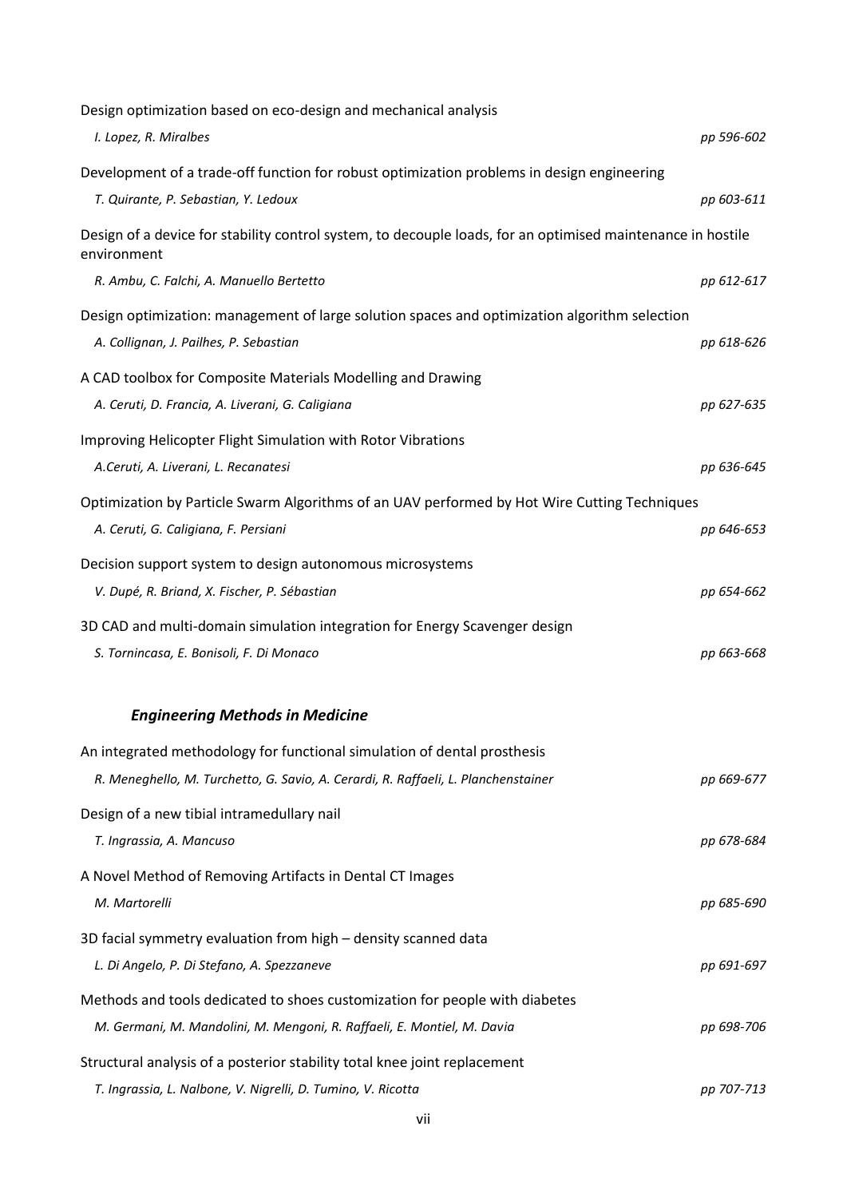Design optimization based on eco-design and mechanical analysis

*I. Lopez, R. Miralbes* *pp 596-602*

Development of a trade-off function for robust optimization problems in design engineering

*T. Quirante, P. Sebastian, Y. Ledoux* *pp 603-611*

Design of a device for stability control system, to decouple loads, for an optimised maintenance in hostile environment

*R. Ambu, C. Falchi, A. Manuello Bertetto* *pp 612-617*

Design optimization: management of large solution spaces and optimization algorithm selection

*A. Collignan, J. Pailhes, P. Sebastian* *pp 618-626*

A CAD toolbox for Composite Materials Modelling and Drawing

*A. Ceruti, D. Francia, A. Liverani, G. Caligiana* *pp 627-635*

Improving Helicopter Flight Simulation with Rotor Vibrations

*A.Ceruti, A. Liverani, L. Recanatesi* *pp 636-645*

Optimization by Particle Swarm Algorithms of an UAV performed by Hot Wire Cutting Techniques

*A. Ceruti, G. Caligiana, F. Persiani* *pp 646-653*

Decision support system to design autonomous microsystems

*V. Dupé, R. Briand, X. Fischer, P. Sébastian* *pp 654-662*

3D CAD and multi-domain simulation integration for Energy Scavenger design

*S. Tornincasa, E. Bonisoli, F. Di Monaco* *pp 663-668*

### *Engineering Methods in Medicine*

An integrated methodology for functional simulation of dental prosthesis

*R. Meneghello, M. Turchetto, G. Savio, A. Cerardi, R. Raffaeli, L. Planchenstainer* *pp 669-677*

Design of a new tibial intramedullary nail

*T. Ingrassia, A. Mancuso* *pp 678-684*

A Novel Method of Removing Artifacts in Dental CT Images

*M. Martorelli* *pp 685-690*

3D facial symmetry evaluation from high – density scanned data

*L. Di Angelo, P. Di Stefano, A. Spezzaneve* *pp 691-697*

Methods and tools dedicated to shoes customization for people with diabetes

*M. Germani, M. Mandolini, M. Mengoni, R. Raffaeli, E. Montiel, M. Davia* *pp 698-706*

Structural analysis of a posterior stability total knee joint replacement

*T. Ingrassia, L. Nalbone, V. Nigrelli, D. Tumino, V. Ricotta* *pp 707-713*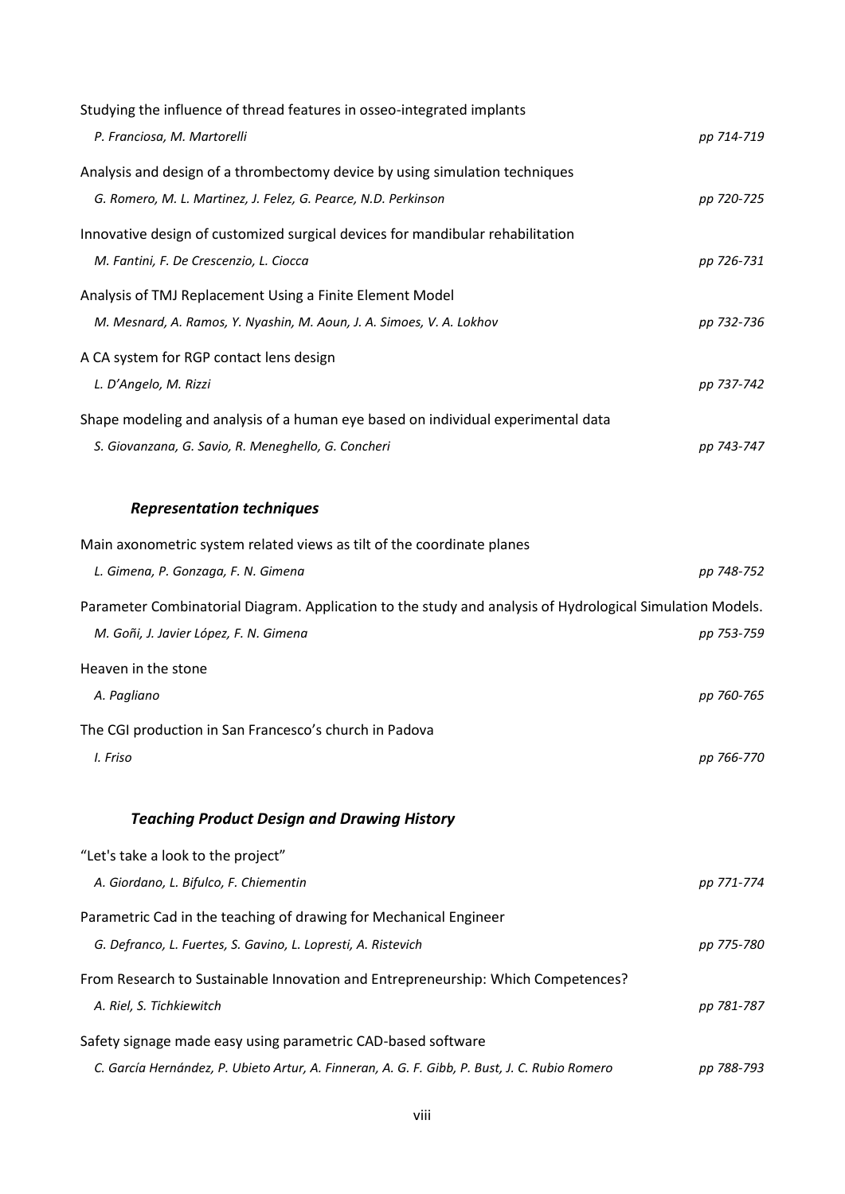Studying the influence of thread features in osseo-integrated implants
*P. Franciosa, M. Martorelli* *pp 714-719*

Analysis and design of a thrombectomy device by using simulation techniques
*G. Romero, M. L. Martinez, J. Felez, G. Pearce, N.D. Perkinson* *pp 720-725*

Innovative design of customized surgical devices for mandibular rehabilitation
*M. Fantini, F. De Crescenzio, L. Ciocca* *pp 726-731*

Analysis of TMJ Replacement Using a Finite Element Model
*M. Mesnard, A. Ramos, Y. Nyashin, M. Aoun, J. A. Simoes, V. A. Lokhov* *pp 732-736*

A CA system for RGP contact lens design
*L. D'Angelo, M. Rizzi* *pp 737-742*

Shape modeling and analysis of a human eye based on individual experimental data
*S. Giovanzana, G. Savio, R. Meneghello, G. Concheri* *pp 743-747*

### *Representation techniques*

Main axonometric system related views as tilt of the coordinate planes
*L. Gimena, P. Gonzaga, F. N. Gimena* *pp 748-752*

Parameter Combinatorial Diagram. Application to the study and analysis of Hydrological Simulation Models.
*M. Goñi, J. Javier López, F. N. Gimena* *pp 753-759*

Heaven in the stone
*A. Pagliano* *pp 760-765*

The CGI production in San Francesco's church in Padova
*I. Friso* *pp 766-770*

### *Teaching Product Design and Drawing History*

"Let's take a look to the project"
*A. Giordano, L. Bifulco, F. Chiementin* *pp 771-774*

Parametric Cad in the teaching of drawing for Mechanical Engineer
*G. Defranco, L. Fuertes, S. Gavino, L. Lopresti, A. Ristevich* *pp 775-780*

From Research to Sustainable Innovation and Entrepreneurship: Which Competences?
*A. Riel, S. Tichkiewitch* *pp 781-787*

Safety signage made easy using parametric CAD-based software
*C. García Hernández, P. Ubieto Artur, A. Finneran, A. G. F. Gibb, P. Bust, J. C. Rubio Romero* *pp 788-793*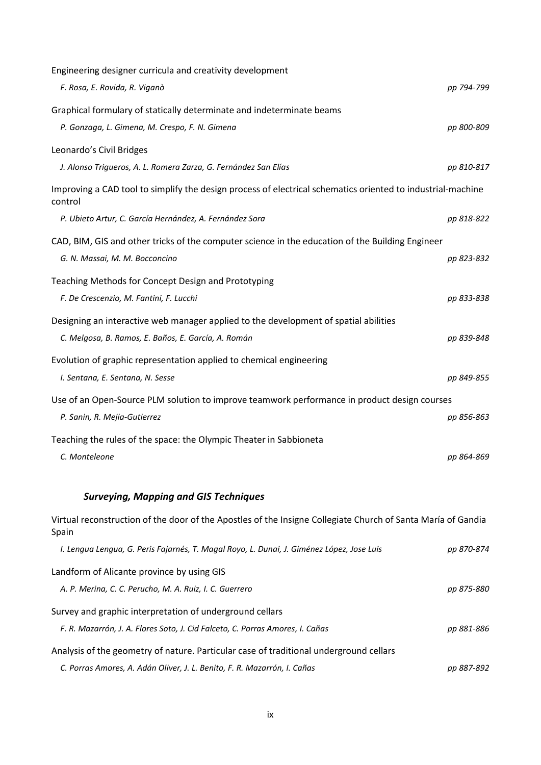Engineering designer curricula and creativity development

*F. Rosa, E. Rovida, R. Viganò* *pp 794-799*

Graphical formulary of statically determinate and indeterminate beams

*P. Gonzaga, L. Gimena, M. Crespo, F. N. Gimena* *pp 800-809*

Leonardo's Civil Bridges

*J. Alonso Trigueros, A. L. Romera Zarza, G. Fernández San Elías* *pp 810-817*

Improving a CAD tool to simplify the design process of electrical schematics oriented to industrial-machine control

*P. Ubieto Artur, C. García Hernández, A. Fernández Sora* *pp 818-822*

CAD, BIM, GIS and other tricks of the computer science in the education of the Building Engineer

*G. N. Massai, M. M. Bocconcino* *pp 823-832*

Teaching Methods for Concept Design and Prototyping

*F. De Crescenzio, M. Fantini, F. Lucchi* *pp 833-838*

Designing an interactive web manager applied to the development of spatial abilities

*C. Melgosa, B. Ramos, E. Baños, E. García, A. Román* *pp 839-848*

Evolution of graphic representation applied to chemical engineering

*I. Sentana, E. Sentana, N. Sesse* *pp 849-855*

Use of an Open-Source PLM solution to improve teamwork performance in product design courses

*P. Sanin, R. Mejia-Gutierrez* *pp 856-863*

Teaching the rules of the space: the Olympic Theater in Sabbioneta

*C. Monteleone* *pp 864-869*

### *Surveying, Mapping and GIS Techniques*

Virtual reconstruction of the door of the Apostles of the Insigne Collegiate Church of Santa María of Gandia Spain

*I. Lengua Lengua, G. Peris Fajarnés, T. Magal Royo, L. Dunai, J. Giménez López, Jose Luis* *pp 870-874*

Landform of Alicante province by using GIS

*A. P. Merina, C. C. Perucho, M. A. Ruiz, I. C. Guerrero* *pp 875-880*

Survey and graphic interpretation of underground cellars

*F. R. Mazarrón, J. A. Flores Soto, J. Cid Falceto, C. Porras Amores, I. Cañas* *pp 881-886*

Analysis of the geometry of nature. Particular case of traditional underground cellars

*C. Porras Amores, A. Adán Oliver, J. L. Benito, F. R. Mazarrón, I. Cañas* *pp 887-892*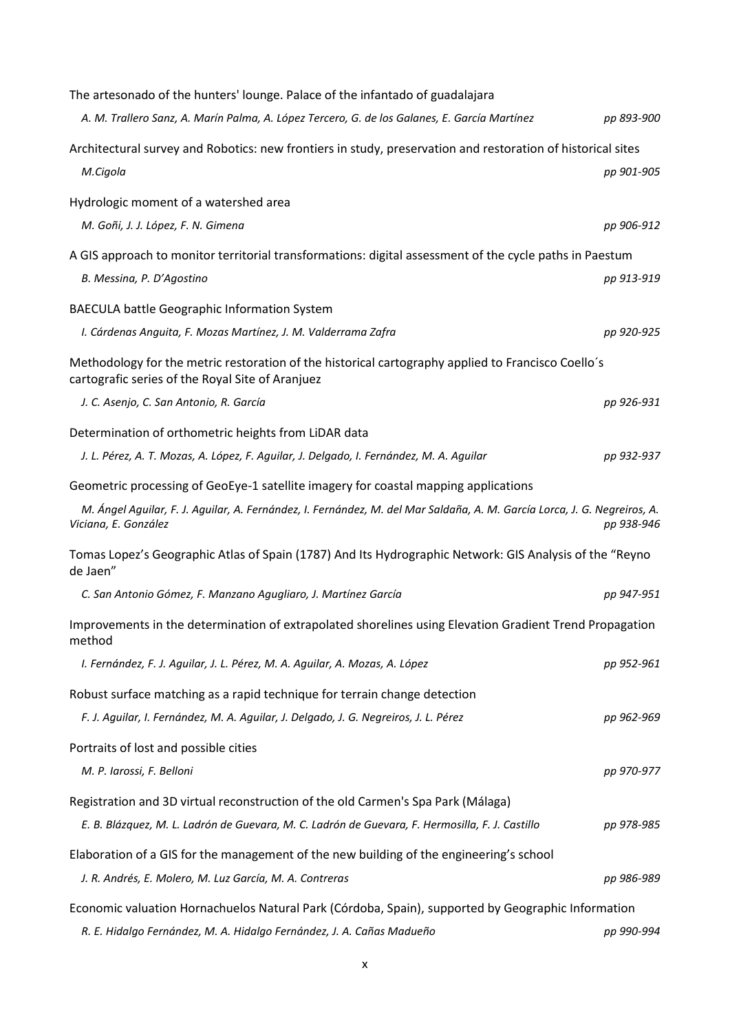The artesonado of the hunters' lounge. Palace of the infantado of guadalajara

*A. M. Trallero Sanz, A. Marín Palma, A. López Tercero, G. de los Galanes, E. García Martínez* *pp 893-900*

Architectural survey and Robotics: new frontiers in study, preservation and restoration of historical sites

*M.Cigola* *pp 901-905*

Hydrologic moment of a watershed area

*M. Goñi, J. J. López, F. N. Gimena* *pp 906-912*

A GIS approach to monitor territorial transformations: digital assessment of the cycle paths in Paestum

*B. Messina, P. D'Agostino* *pp 913-919*

BAECULA battle Geographic Information System

*I. Cárdenas Anguita, F. Mozas Martínez, J. M. Valderrama Zafra* *pp 920-925*

Methodology for the metric restoration of the historical cartography applied to Francisco Coello´s cartografic series of the Royal Site of Aranjuez

*J. C. Asenjo, C. San Antonio, R. García* *pp 926-931*

Determination of orthometric heights from LiDAR data

*J. L. Pérez, A. T. Mozas, A. López, F. Aguilar, J. Delgado, I. Fernández, M. A. Aguilar* *pp 932-937*

Geometric processing of GeoEye-1 satellite imagery for coastal mapping applications

*M. Ángel Aguilar, F. J. Aguilar, A. Fernández, I. Fernández, M. del Mar Saldaña, A. M. García Lorca, J. G. Negreiros, A. Viciana, E. González* *pp 938-946*

Tomas Lopez's Geographic Atlas of Spain (1787) And Its Hydrographic Network: GIS Analysis of the "Reyno de Jaen"

*C. San Antonio Gómez, F. Manzano Agugliaro, J. Martínez García* *pp 947-951*

Improvements in the determination of extrapolated shorelines using Elevation Gradient Trend Propagation method

*I. Fernández, F. J. Aguilar, J. L. Pérez, M. A. Aguilar, A. Mozas, A. López* *pp 952-961*

Robust surface matching as a rapid technique for terrain change detection

*F. J. Aguilar, I. Fernández, M. A. Aguilar, J. Delgado, J. G. Negreiros, J. L. Pérez* *pp 962-969*

Portraits of lost and possible cities

*M. P. Iarossi, F. Belloni* *pp 970-977*

Registration and 3D virtual reconstruction of the old Carmen's Spa Park (Málaga)

*E. B. Blázquez, M. L. Ladrón de Guevara, M. C. Ladrón de Guevara, F. Hermosilla, F. J. Castillo* *pp 978-985*

Elaboration of a GIS for the management of the new building of the engineering's school

*J. R. Andrés, E. Molero, M. Luz García, M. A. Contreras* *pp 986-989*

Economic valuation Hornachuelos Natural Park (Córdoba, Spain), supported by Geographic Information

*R. E. Hidalgo Fernández, M. A. Hidalgo Fernández, J. A. Cañas Madueño* *pp 990-994*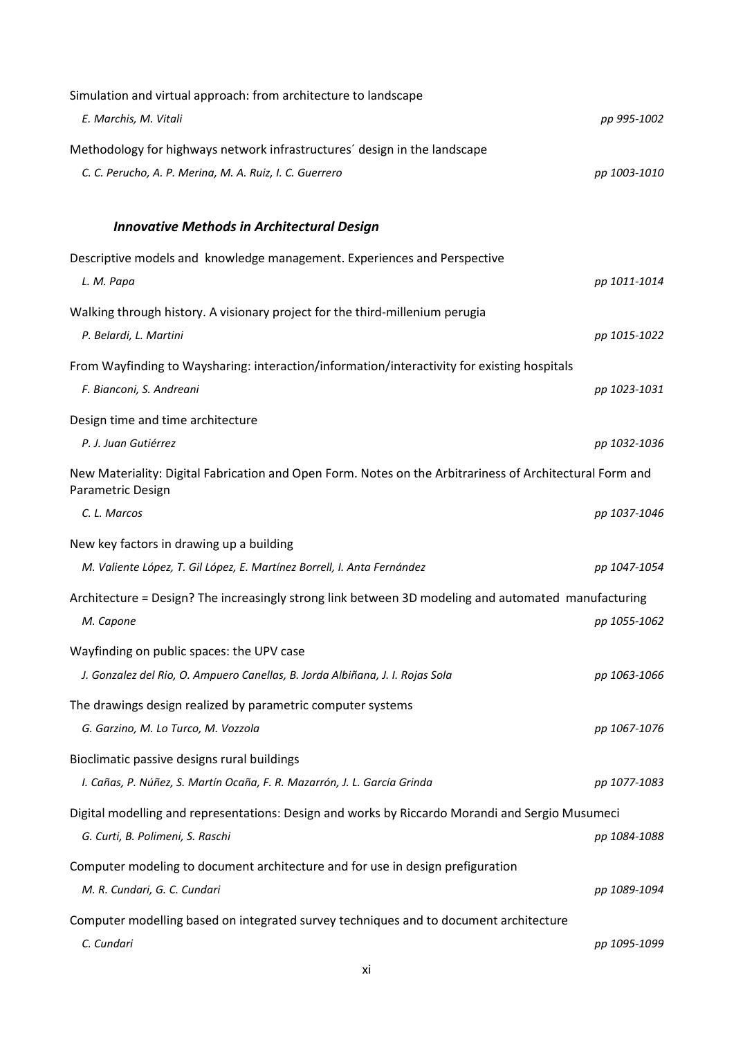Simulation and virtual approach: from architecture to landscape

*E. Marchis, M. Vitali* — pp 995-1002

Methodology for highways network infrastructures´ design in the landscape

*C. C. Perucho, A. P. Merina, M. A. Ruiz, I. C. Guerrero* — pp 1003-1010

### *Innovative Methods in Architectural Design*

Descriptive models and knowledge management. Experiences and Perspective

*L. M. Papa* — pp 1011-1014

Walking through history. A visionary project for the third-millenium perugia

*P. Belardi, L. Martini* — pp 1015-1022

From Wayfinding to Waysharing: interaction/information/interactivity for existing hospitals

*F. Bianconi, S. Andreani* — pp 1023-1031

Design time and time architecture

*P. J. Juan Gutiérrez* — pp 1032-1036

New Materiality: Digital Fabrication and Open Form. Notes on the Arbitrariness of Architectural Form and Parametric Design

*C. L. Marcos* — pp 1037-1046

New key factors in drawing up a building

*M. Valiente López, T. Gil López, E. Martínez Borrell, I. Anta Fernández* — pp 1047-1054

Architecture = Design? The increasingly strong link between 3D modeling and automated manufacturing

*M. Capone* — pp 1055-1062

Wayfinding on public spaces: the UPV case

*J. Gonzalez del Rio, O. Ampuero Canellas, B. Jorda Albiñana, J. I. Rojas Sola* — pp 1063-1066

The drawings design realized by parametric computer systems

*G. Garzino, M. Lo Turco, M. Vozzola* — pp 1067-1076

Bioclimatic passive designs rural buildings

*I. Cañas, P. Núñez, S. Martín Ocaña, F. R. Mazarrón, J. L. García Grinda* — pp 1077-1083

Digital modelling and representations: Design and works by Riccardo Morandi and Sergio Musumeci

*G. Curti, B. Polimeni, S. Raschi* — pp 1084-1088

Computer modeling to document architecture and for use in design prefiguration

*M. R. Cundari, G. C. Cundari* — pp 1089-1094

Computer modelling based on integrated survey techniques and to document architecture

*C. Cundari* — pp 1095-1099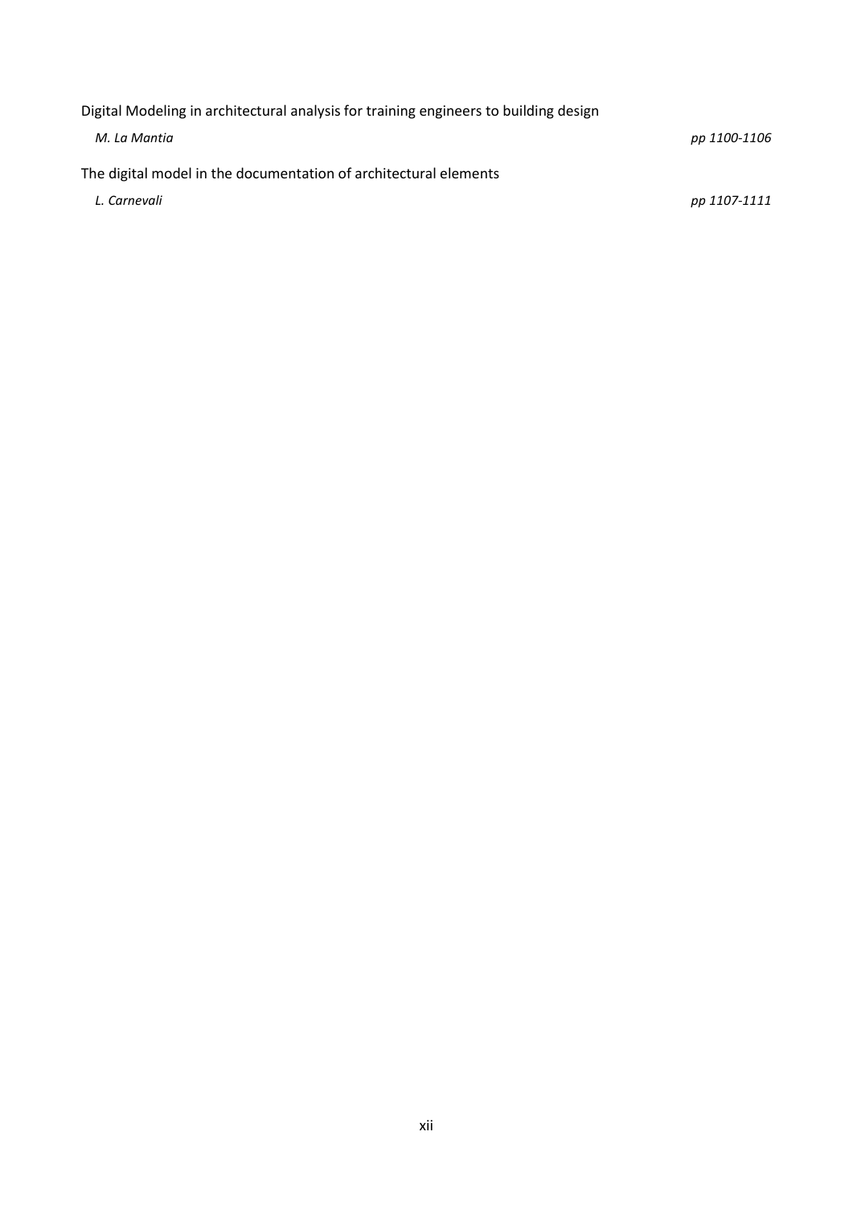Digital Modeling in architectural analysis for training engineers to building design

*M. La Mantia* *pp 1100-1106*

The digital model in the documentation of architectural elements

*L. Carnevali* *pp 1107-1111*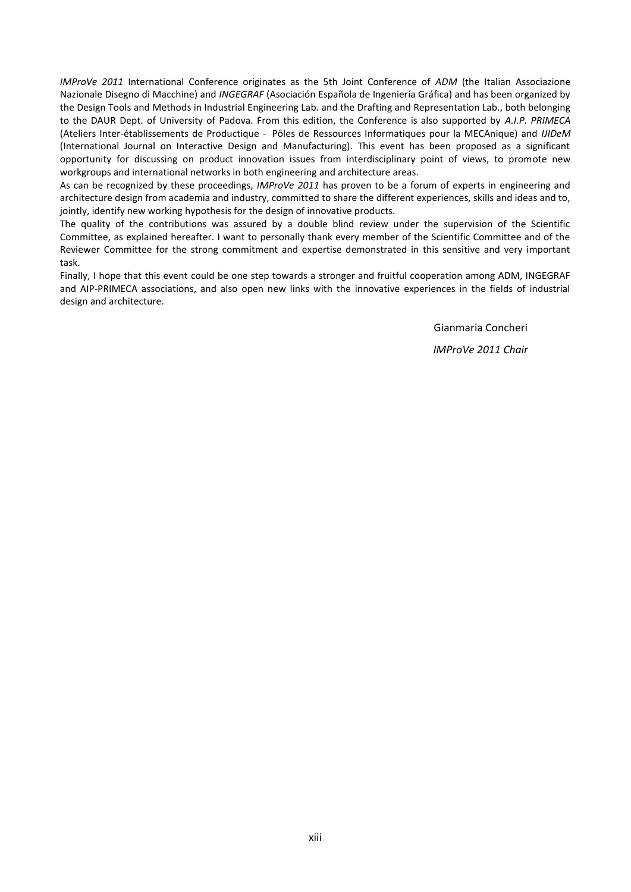*IMProVe 2011* International Conference originates as the 5th Joint Conference of *ADM* (the Italian Associazione Nazionale Disegno di Macchine) and *INGEGRAF* (Asociación Española de Ingeniería Gráfica) and has been organized by the Design Tools and Methods in Industrial Engineering Lab. and the Drafting and Representation Lab., both belonging to the DAUR Dept. of University of Padova. From this edition, the Conference is also supported by *A.I.P. PRIMECA* (Ateliers Inter-établissements de Productique - Pôles de Ressources Informatiques pour la MECAnique) and *IJIDeM* (International Journal on Interactive Design and Manufacturing). This event has been proposed as a significant opportunity for discussing on product innovation issues from interdisciplinary point of views, to promote new workgroups and international networks in both engineering and architecture areas.

As can be recognized by these proceedings, *IMProVe 2011* has proven to be a forum of experts in engineering and architecture design from academia and industry, committed to share the different experiences, skills and ideas and to, jointly, identify new working hypothesis for the design of innovative products.

The quality of the contributions was assured by a double blind review under the supervision of the Scientific Committee, as explained hereafter. I want to personally thank every member of the Scientific Committee and of the Reviewer Committee for the strong commitment and expertise demonstrated in this sensitive and very important task.

Finally, I hope that this event could be one step towards a stronger and fruitful cooperation among ADM, INGEGRAF and AIP-PRIMECA associations, and also open new links with the innovative experiences in the fields of industrial design and architecture.

Gianmaria Concheri

*IMProVe 2011 Chair*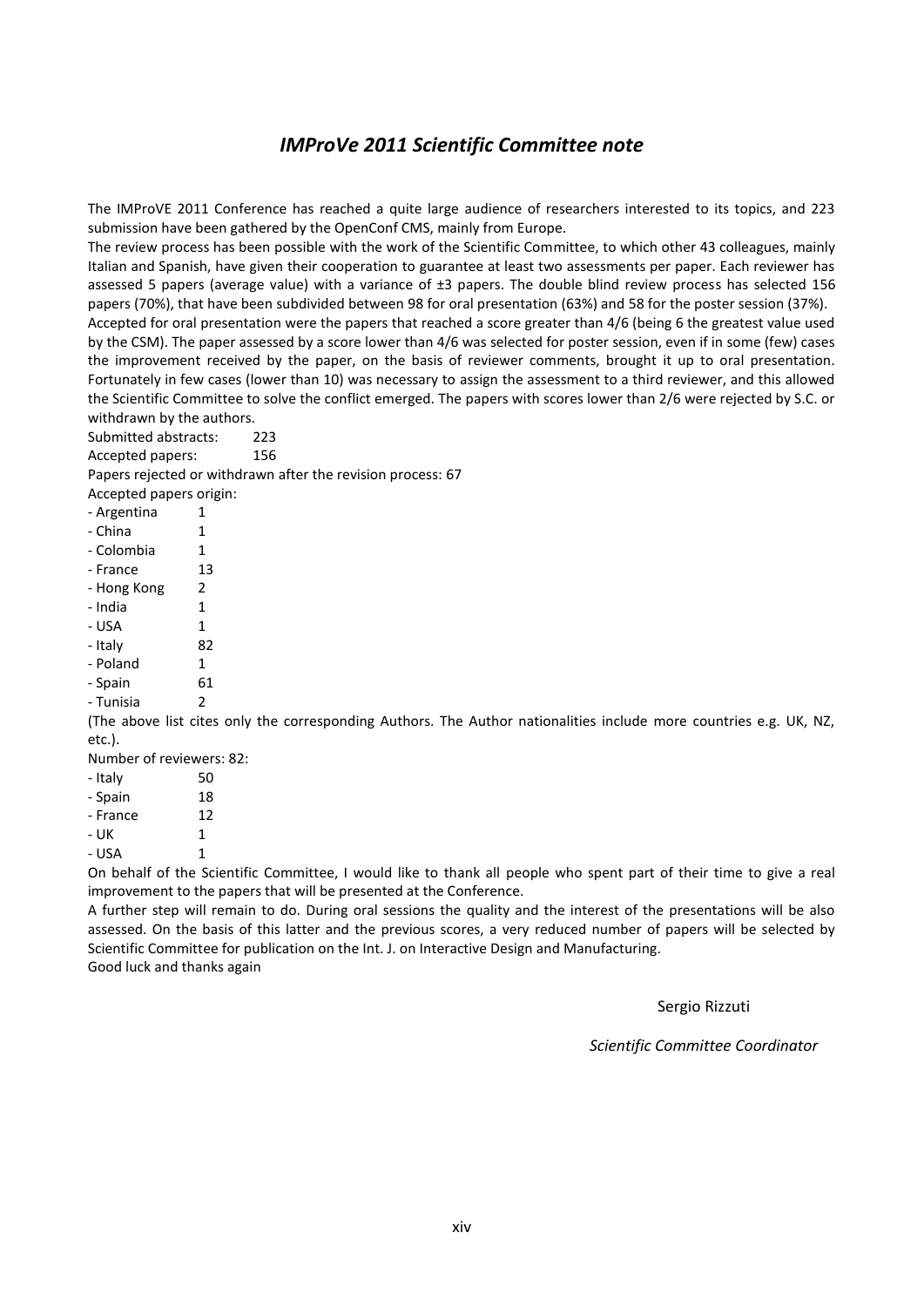# *IMProVe 2011 Scientific Committee note*

The IMProVE 2011 Conference has reached a quite large audience of researchers interested to its topics, and 223 submission have been gathered by the OpenConf CMS, mainly from Europe.

The review process has been possible with the work of the Scientific Committee, to which other 43 colleagues, mainly Italian and Spanish, have given their cooperation to guarantee at least two assessments per paper. Each reviewer has assessed 5 papers (average value) with a variance of ±3 papers. The double blind review process has selected 156 papers (70%), that have been subdivided between 98 for oral presentation (63%) and 58 for the poster session (37%).

Accepted for oral presentation were the papers that reached a score greater than 4/6 (being 6 the greatest value used by the CSM). The paper assessed by a score lower than 4/6 was selected for poster session, even if in some (few) cases the improvement received by the paper, on the basis of reviewer comments, brought it up to oral presentation. Fortunately in few cases (lower than 10) was necessary to assign the assessment to a third reviewer, and this allowed the Scientific Committee to solve the conflict emerged. The papers with scores lower than 2/6 were rejected by S.C. or withdrawn by the authors.

Submitted abstracts: 223

Accepted papers: 156

Papers rejected or withdrawn after the revision process: 67

Accepted papers origin:

- Argentina 1
- China 1
- Colombia 1
- France 13
- Hong Kong 2
- India 1
- USA 1
- Italy 82
- Poland 1
- Spain 61
- Tunisia 2

(The above list cites only the corresponding Authors. The Author nationalities include more countries e.g. UK, NZ, etc.).

Number of reviewers: 82:

- Italy 50
- Spain 18
- France 12
- UK 1
- USA 1

On behalf of the Scientific Committee, I would like to thank all people who spent part of their time to give a real improvement to the papers that will be presented at the Conference.

A further step will remain to do. During oral sessions the quality and the interest of the presentations will be also assessed. On the basis of this latter and the previous scores, a very reduced number of papers will be selected by Scientific Committee for publication on the Int. J. on Interactive Design and Manufacturing.

Good luck and thanks again

Sergio Rizzuti

*Scientific Committee Coordinator*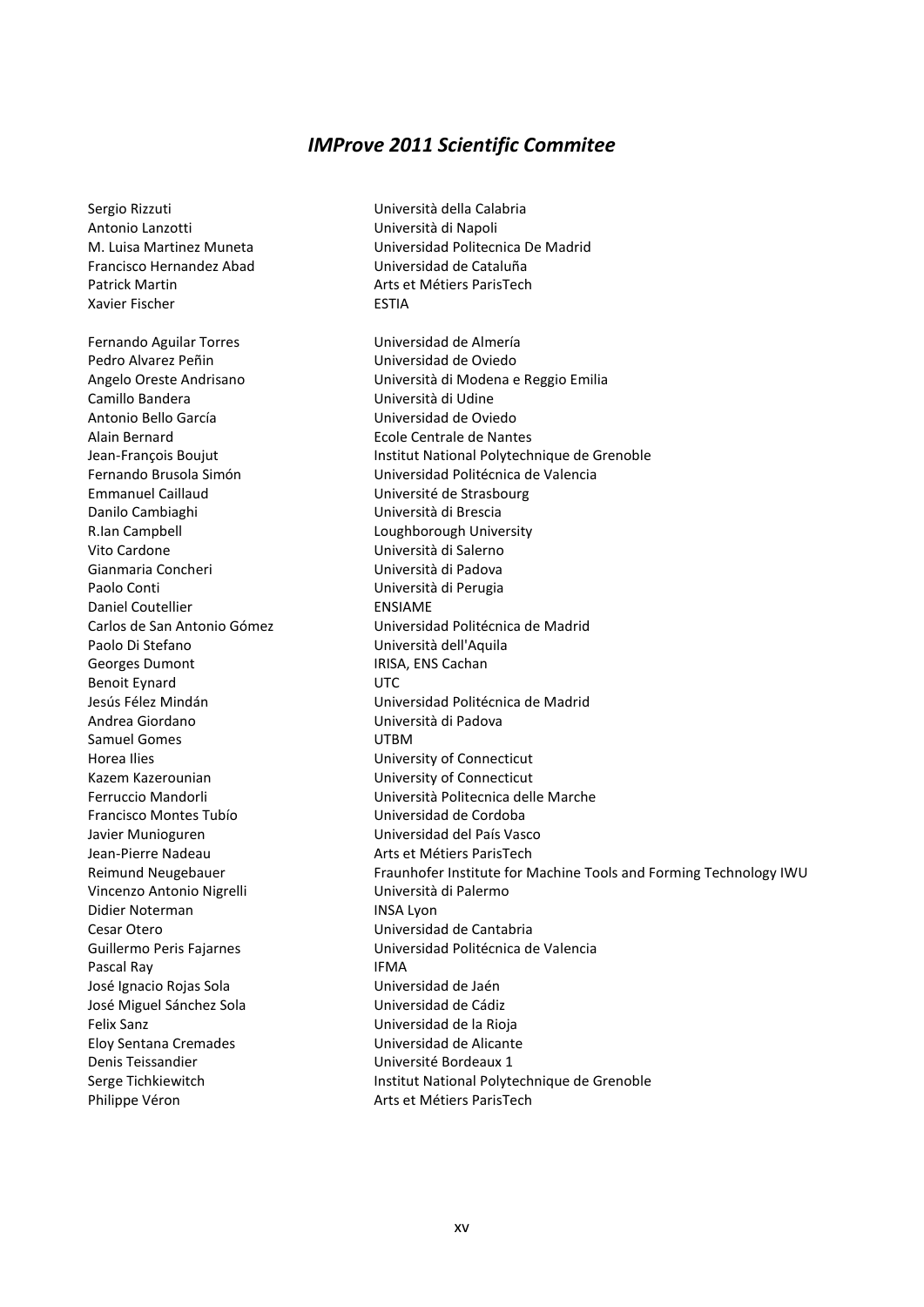# *IMProve 2011 Scientific Commitee*

| | |
|---|---|
| Sergio Rizzuti | Università della Calabria |
| Antonio Lanzotti | Università di Napoli |
| M. Luisa Martinez Muneta | Universidad Politecnica De Madrid |
| Francisco Hernandez Abad | Universidad de Cataluña |
| Patrick Martin | Arts et Métiers ParisTech |
| Xavier Fischer | ESTIA |
| | |
| Fernando Aguilar Torres | Universidad de Almería |
| Pedro Alvarez Peñin | Universidad de Oviedo |
| Angelo Oreste Andrisano | Università di Modena e Reggio Emilia |
| Camillo Bandera | Università di Udine |
| Antonio Bello García | Universidad de Oviedo |
| Alain Bernard | Ecole Centrale de Nantes |
| Jean-François Boujut | Institut National Polytechnique de Grenoble |
| Fernando Brusola Simón | Universidad Politécnica de Valencia |
| Emmanuel Caillaud | Université de Strasbourg |
| Danilo Cambiaghi | Università di Brescia |
| R.Ian Campbell | Loughborough University |
| Vito Cardone | Università di Salerno |
| Gianmaria Concheri | Università di Padova |
| Paolo Conti | Università di Perugia |
| Daniel Coutellier | ENSIAME |
| Carlos de San Antonio Gómez | Universidad Politécnica de Madrid |
| Paolo Di Stefano | Università dell'Aquila |
| Georges Dumont | IRISA, ENS Cachan |
| Benoit Eynard | UTC |
| Jesús Félez Mindán | Universidad Politécnica de Madrid |
| Andrea Giordano | Università di Padova |
| Samuel Gomes | UTBM |
| Horea Ilies | University of Connecticut |
| Kazem Kazerounian | University of Connecticut |
| Ferruccio Mandorli | Università Politecnica delle Marche |
| Francisco Montes Tubío | Universidad de Cordoba |
| Javier Munioguren | Universidad del País Vasco |
| Jean-Pierre Nadeau | Arts et Métiers ParisTech |
| Reimund Neugebauer | Fraunhofer Institute for Machine Tools and Forming Technology IWU |
| Vincenzo Antonio Nigrelli | Università di Palermo |
| Didier Noterman | INSA Lyon |
| Cesar Otero | Universidad de Cantabria |
| Guillermo Peris Fajarnes | Universidad Politécnica de Valencia |
| Pascal Ray | IFMA |
| José Ignacio Rojas Sola | Universidad de Jaén |
| José Miguel Sánchez Sola | Universidad de Cádiz |
| Felix Sanz | Universidad de la Rioja |
| Eloy Sentana Cremades | Universidad de Alicante |
| Denis Teissandier | Université Bordeaux 1 |
| Serge Tichkiewitch | Institut National Polytechnique de Grenoble |
| Philippe Véron | Arts et Métiers ParisTech |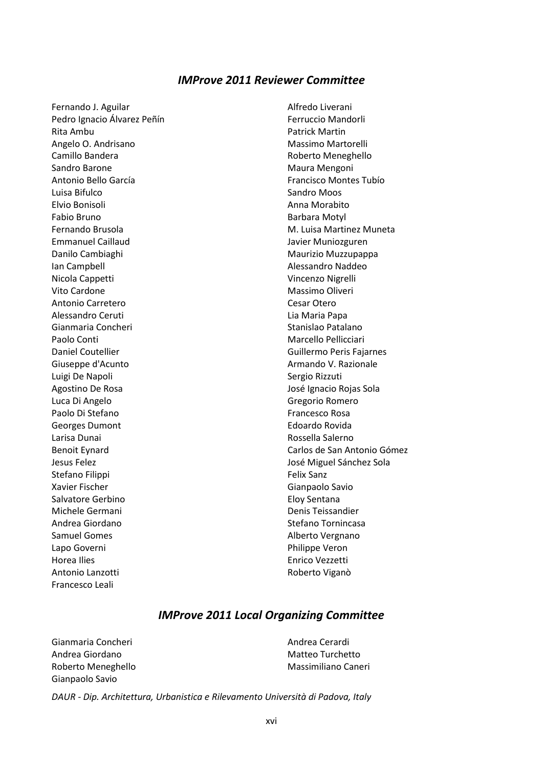## *IMProve 2011 Reviewer Committee*

Fernando J. Aguilar
Pedro Ignacio Álvarez Peñín
Rita Ambu
Angelo O. Andrisano
Camillo Bandera
Sandro Barone
Antonio Bello García
Luisa Bifulco
Elvio Bonisoli
Fabio Bruno
Fernando Brusola
Emmanuel Caillaud
Danilo Cambiaghi
Ian Campbell
Nicola Cappetti
Vito Cardone
Antonio Carretero
Alessandro Ceruti
Gianmaria Concheri
Paolo Conti
Daniel Coutellier
Giuseppe d'Acunto
Luigi De Napoli
Agostino De Rosa
Luca Di Angelo
Paolo Di Stefano
Georges Dumont
Larisa Dunai
Benoit Eynard
Jesus Felez
Stefano Filippi
Xavier Fischer
Salvatore Gerbino
Michele Germani
Andrea Giordano
Samuel Gomes
Lapo Governi
Horea Ilies
Antonio Lanzotti
Francesco Leali
Alfredo Liverani
Ferruccio Mandorli
Patrick Martin
Massimo Martorelli
Roberto Meneghello
Maura Mengoni
Francisco Montes Tubío
Sandro Moos
Anna Morabito
Barbara Motyl
M. Luisa Martinez Muneta
Javier Muniozguren
Maurizio Muzzupappa
Alessandro Naddeo
Vincenzo Nigrelli
Massimo Oliveri
Cesar Otero
Lia Maria Papa
Stanislao Patalano
Marcello Pellicciari
Guillermo Peris Fajarnes
Armando V. Razionale
Sergio Rizzuti
José Ignacio Rojas Sola
Gregorio Romero
Francesco Rosa
Edoardo Rovida
Rossella Salerno
Carlos de San Antonio Gómez
José Miguel Sánchez Sola
Felix Sanz
Gianpaolo Savio
Eloy Sentana
Denis Teissandier
Stefano Tornincasa
Alberto Vergnano
Philippe Veron
Enrico Vezzetti
Roberto Viganò

## *IMProve 2011 Local Organizing Committee*

Gianmaria Concheri
Andrea Giordano
Roberto Meneghello
Gianpaolo Savio
Andrea Cerardi
Matteo Turchetto
Massimiliano Caneri

*DAUR - Dip. Architettura, Urbanistica e Rilevamento Università di Padova, Italy*